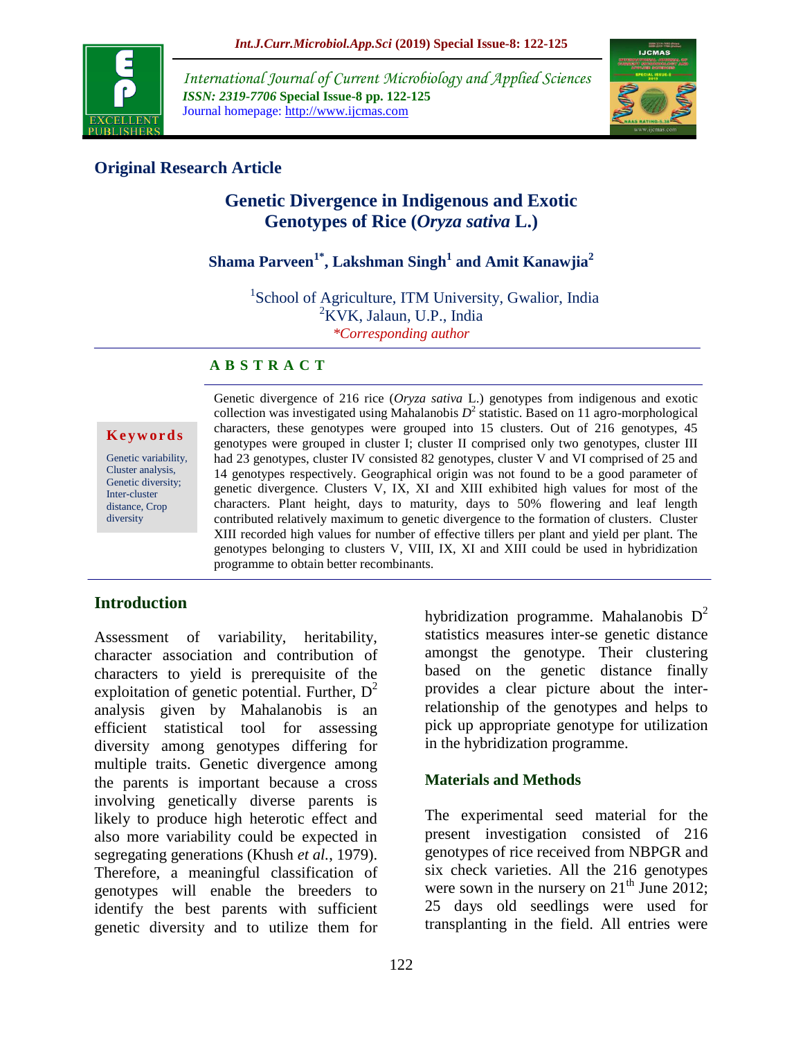**Original Research Article**

# Genetic Divergence in Indigenous and Exotic Genotypes of Rice (*Oryza sativa* L.)

**Shama Parveen[1*], Lakshman Singh[1] and Amit Kanawjia[2]**

[1]School of Agriculture, ITM University, Gwalior, India
[2]KVK, Jalaun, U.P., India
*Corresponding author

**A B S T R A C T**

**Keywords**

Genetic variability, Cluster analysis, Genetic diversity; Inter-cluster distance, Crop diversity

Genetic divergence of 216 rice (*Oryza sativa* L.) genotypes from indigenous and exotic collection was investigated using Mahalanobis $D^2$ statistic. Based on 11 agro-morphological characters, these genotypes were grouped into 15 clusters. Out of 216 genotypes, 45 genotypes were grouped in cluster I; cluster II comprised only two genotypes, cluster III had 23 genotypes, cluster IV consisted 82 genotypes, cluster V and VI comprised of 25 and 14 genotypes respectively. Geographical origin was not found to be a good parameter of genetic divergence. Clusters V, IX, XI and XIII exhibited high values for most of the characters. Plant height, days to maturity, days to 50% flowering and leaf length contributed relatively maximum to genetic divergence to the formation of clusters. Cluster XIII recorded high values for number of effective tillers per plant and yield per plant. The genotypes belonging to clusters V, VIII, IX, XI and XIII could be used in hybridization programme to obtain better recombinants.

## Introduction

Assessment of variability, heritability, character association and contribution of characters to yield is prerequisite of the exploitation of genetic potential. Further, $D^2$ analysis given by Mahalanobis is an efficient statistical tool for assessing diversity among genotypes differing for multiple traits. Genetic divergence among the parents is important because a cross involving genetically diverse parents is likely to produce high heterotic effect and also more variability could be expected in segregating generations (Khush *et al.*, 1979). Therefore, a meaningful classification of genotypes will enable the breeders to identify the best parents with sufficient genetic diversity and to utilize them for hybridization programme. Mahalanobis $D^2$ statistics measures inter-se genetic distance amongst the genotype. Their clustering based on the genetic distance finally provides a clear picture about the inter-relationship of the genotypes and helps to pick up appropriate genotype for utilization in the hybridization programme.

## Materials and Methods

The experimental seed material for the present investigation consisted of 216 genotypes of rice received from NBPGR and six check varieties. All the 216 genotypes were sown in the nursery on 21th June 2012; 25 days old seedlings were used for transplanting in the field. All entries were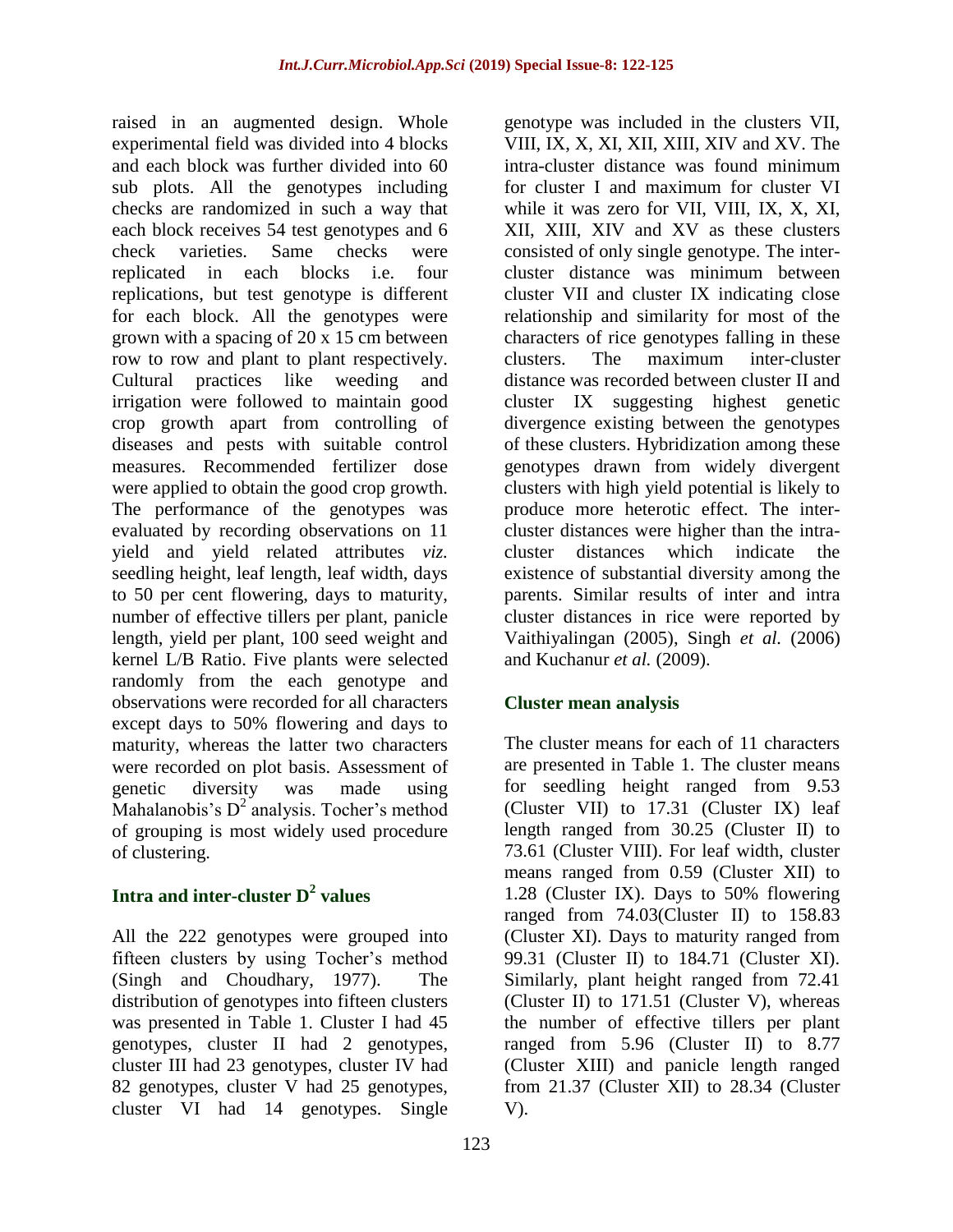raised in an augmented design. Whole experimental field was divided into 4 blocks and each block was further divided into 60 sub plots. All the genotypes including checks are randomized in such a way that each block receives 54 test genotypes and 6 check varieties. Same checks were replicated in each blocks i.e. four replications, but test genotype is different for each block. All the genotypes were grown with a spacing of 20 x 15 cm between row to row and plant to plant respectively. Cultural practices like weeding and irrigation were followed to maintain good crop growth apart from controlling of diseases and pests with suitable control measures. Recommended fertilizer dose were applied to obtain the good crop growth. The performance of the genotypes was evaluated by recording observations on 11 yield and yield related attributes *viz.* seedling height, leaf length, leaf width, days to 50 per cent flowering, days to maturity, number of effective tillers per plant, panicle length, yield per plant, 100 seed weight and kernel L/B Ratio. Five plants were selected randomly from the each genotype and observations were recorded for all characters except days to 50% flowering and days to maturity, whereas the latter two characters were recorded on plot basis. Assessment of genetic diversity was made using Mahalanobis's $D^2$ analysis. Tocher's method of grouping is most widely used procedure of clustering.

## Intra and inter-cluster $D^2$ values

All the 222 genotypes were grouped into fifteen clusters by using Tocher's method (Singh and Choudhary, 1977). The distribution of genotypes into fifteen clusters was presented in Table 1. Cluster I had 45 genotypes, cluster II had 2 genotypes, cluster III had 23 genotypes, cluster IV had 82 genotypes, cluster V had 25 genotypes, cluster VI had 14 genotypes. Single genotype was included in the clusters VII, VIII, IX, X, XI, XII, XIII, XIV and XV. The intra-cluster distance was found minimum for cluster I and maximum for cluster VI while it was zero for VII, VIII, IX, X, XI, XII, XIII, XIV and XV as these clusters consisted of only single genotype. The inter-cluster distance was minimum between cluster VII and cluster IX indicating close relationship and similarity for most of the characters of rice genotypes falling in these clusters. The maximum inter-cluster distance was recorded between cluster II and cluster IX suggesting highest genetic divergence existing between the genotypes of these clusters. Hybridization among these genotypes drawn from widely divergent clusters with high yield potential is likely to produce more heterotic effect. The inter-cluster distances were higher than the intra-cluster distances which indicate the existence of substantial diversity among the parents. Similar results of inter and intra cluster distances in rice were reported by Vaithiyalingan (2005), Singh *et al.* (2006) and Kuchanur *et al.* (2009).

## Cluster mean analysis

The cluster means for each of 11 characters are presented in Table 1. The cluster means for seedling height ranged from 9.53 (Cluster VII) to 17.31 (Cluster IX) leaf length ranged from 30.25 (Cluster II) to 73.61 (Cluster VIII). For leaf width, cluster means ranged from 0.59 (Cluster XII) to 1.28 (Cluster IX). Days to 50% flowering ranged from 74.03(Cluster II) to 158.83 (Cluster XI). Days to maturity ranged from 99.31 (Cluster II) to 184.71 (Cluster XI). Similarly, plant height ranged from 72.41 (Cluster II) to 171.51 (Cluster V), whereas the number of effective tillers per plant ranged from 5.96 (Cluster II) to 8.77 (Cluster XIII) and panicle length ranged from 21.37 (Cluster XII) to 28.34 (Cluster V).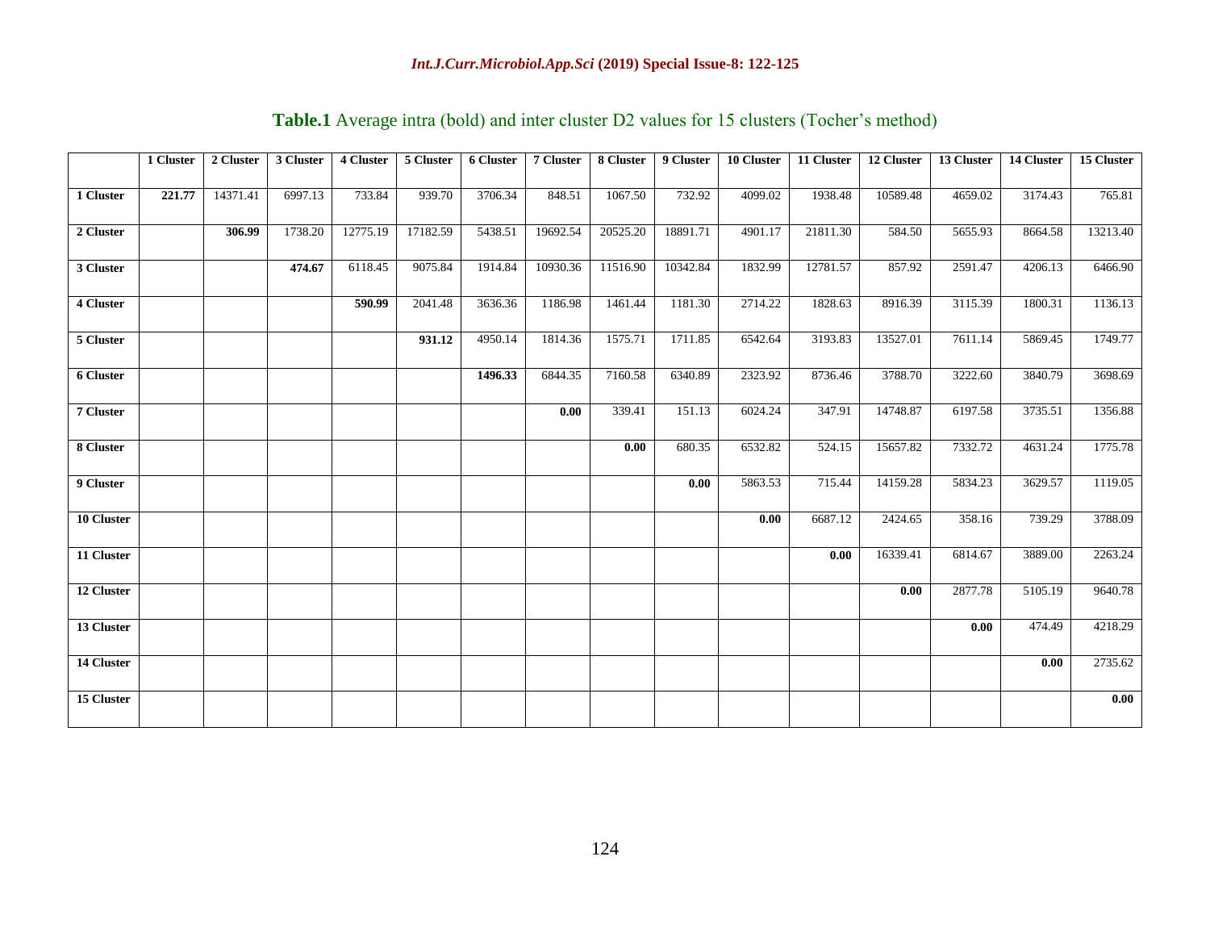**Table.1** Average intra (bold) and inter cluster D2 values for 15 clusters (Tocher's method)

| | 1 Cluster | 2 Cluster | 3 Cluster | 4 Cluster | 5 Cluster | 6 Cluster | 7 Cluster | 8 Cluster | 9 Cluster | 10 Cluster | 11 Cluster | 12 Cluster | 13 Cluster | 14 Cluster | 15 Cluster |
|---|---|---|---|---|---|---|---|---|---|---|---|---|---|---|---|
| **1 Cluster** | **221.77** | 14371.41 | 6997.13 | 733.84 | 939.70 | 3706.34 | 848.51 | 1067.50 | 732.92 | 4099.02 | 1938.48 | 10589.48 | 4659.02 | 3174.43 | 765.81 |
| **2 Cluster** | | **306.99** | 1738.20 | 12775.19 | 17182.59 | 5438.51 | 19692.54 | 20525.20 | 18891.71 | 4901.17 | 21811.30 | 584.50 | 5655.93 | 8664.58 | 13213.40 |
| **3 Cluster** | | | **474.67** | 6118.45 | 9075.84 | 1914.84 | 10930.36 | 11516.90 | 10342.84 | 1832.99 | 12781.57 | 857.92 | 2591.47 | 4206.13 | 6466.90 |
| **4 Cluster** | | | | **590.99** | 2041.48 | 3636.36 | 1186.98 | 1461.44 | 1181.30 | 2714.22 | 1828.63 | 8916.39 | 3115.39 | 1800.31 | 1136.13 |
| **5 Cluster** | | | | | **931.12** | 4950.14 | 1814.36 | 1575.71 | 1711.85 | 6542.64 | 3193.83 | 13527.01 | 7611.14 | 5869.45 | 1749.77 |
| **6 Cluster** | | | | | | **1496.33** | 6844.35 | 7160.58 | 6340.89 | 2323.92 | 8736.46 | 3788.70 | 3222.60 | 3840.79 | 3698.69 |
| **7 Cluster** | | | | | | | **0.00** | 339.41 | 151.13 | 6024.24 | 347.91 | 14748.87 | 6197.58 | 3735.51 | 1356.88 |
| **8 Cluster** | | | | | | | | **0.00** | 680.35 | 6532.82 | 524.15 | 15657.82 | 7332.72 | 4631.24 | 1775.78 |
| **9 Cluster** | | | | | | | | | **0.00** | 5863.53 | 715.44 | 14159.28 | 5834.23 | 3629.57 | 1119.05 |
| **10 Cluster** | | | | | | | | | | **0.00** | 6687.12 | 2424.65 | 358.16 | 739.29 | 3788.09 |
| **11 Cluster** | | | | | | | | | | | **0.00** | 16339.41 | 6814.67 | 3889.00 | 2263.24 |
| **12 Cluster** | | | | | | | | | | | | **0.00** | 2877.78 | 5105.19 | 9640.78 |
| **13 Cluster** | | | | | | | | | | | | | **0.00** | 474.49 | 4218.29 |
| **14 Cluster** | | | | | | | | | | | | | | **0.00** | 2735.62 |
| **15 Cluster** | | | | | | | | | | | | | | | **0.00** |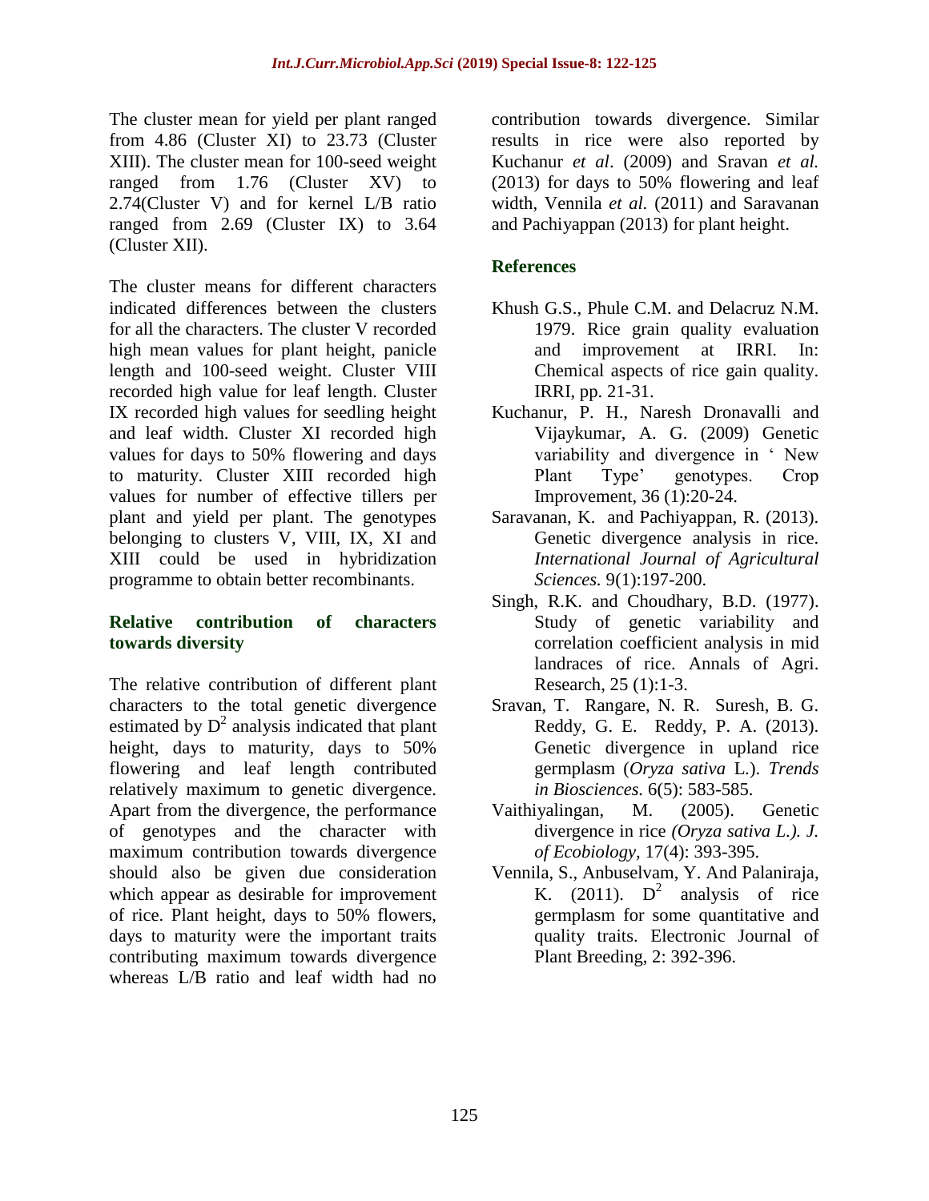The cluster mean for yield per plant ranged from 4.86 (Cluster XI) to 23.73 (Cluster XIII). The cluster mean for 100-seed weight ranged from 1.76 (Cluster XV) to 2.74(Cluster V) and for kernel L/B ratio ranged from 2.69 (Cluster IX) to 3.64 (Cluster XII).

The cluster means for different characters indicated differences between the clusters for all the characters. The cluster V recorded high mean values for plant height, panicle length and 100-seed weight. Cluster VIII recorded high value for leaf length. Cluster IX recorded high values for seedling height and leaf width. Cluster XI recorded high values for days to 50% flowering and days to maturity. Cluster XIII recorded high values for number of effective tillers per plant and yield per plant. The genotypes belonging to clusters V, VIII, IX, XI and XIII could be used in hybridization programme to obtain better recombinants.

## Relative contribution of characters towards diversity

The relative contribution of different plant characters to the total genetic divergence estimated by $D^2$ analysis indicated that plant height, days to maturity, days to 50% flowering and leaf length contributed relatively maximum to genetic divergence. Apart from the divergence, the performance of genotypes and the character with maximum contribution towards divergence should also be given due consideration which appear as desirable for improvement of rice. Plant height, days to 50% flowers, days to maturity were the important traits contributing maximum towards divergence whereas L/B ratio and leaf width had no contribution towards divergence. Similar results in rice were also reported by Kuchanur *et al*. (2009) and Sravan *et al.* (2013) for days to 50% flowering and leaf width, Vennila *et al.* (2011) and Saravanan and Pachiyappan (2013) for plant height.

## References

Khush G.S., Phule C.M. and Delacruz N.M. 1979. Rice grain quality evaluation and improvement at IRRI. In: Chemical aspects of rice gain quality. IRRI, pp. 21-31.

Kuchanur, P. H., Naresh Dronavalli and Vijaykumar, A. G. (2009) Genetic variability and divergence in ' New Plant Type' genotypes. Crop Improvement, 36 (1):20-24.

Saravanan, K. and Pachiyappan, R. (2013). Genetic divergence analysis in rice. *International Journal of Agricultural Sciences.* 9(1):197-200.

Singh, R.K. and Choudhary, B.D. (1977). Study of genetic variability and correlation coefficient analysis in mid landraces of rice. Annals of Agri. Research, 25 (1):1-3.

Sravan, T. Rangare, N. R. Suresh, B. G. Reddy, G. E. Reddy, P. A. (2013). Genetic divergence in upland rice germplasm (*Oryza sativa* L.). *Trends in Biosciences.* 6(5): 583-585.

Vaithiyalingan, M. (2005). Genetic divergence in rice *(Oryza sativa L.). J. of Ecobiology,* 17(4): 393-395.

Vennila, S., Anbuselvam, Y. And Palaniraja, K. (2011). $D^2$ analysis of rice germplasm for some quantitative and quality traits. Electronic Journal of Plant Breeding, 2: 392-396.